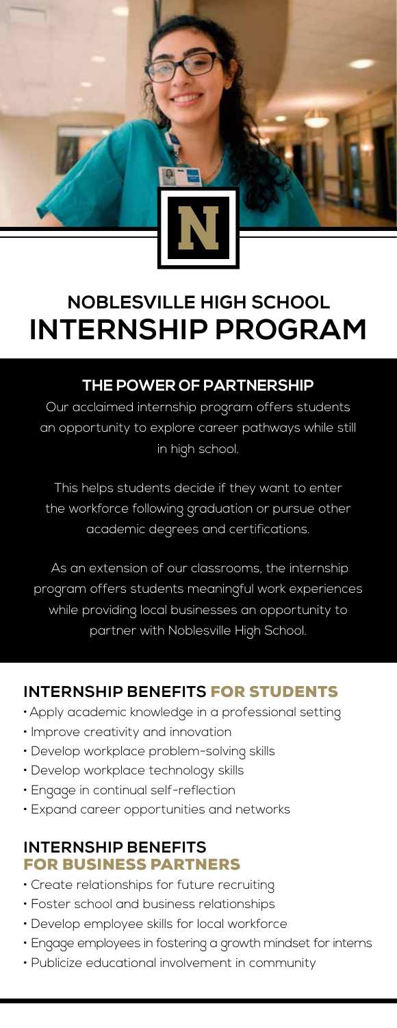# NOBLESVILLE HIGH SCHOOL INTERNSHIP PROGRAM

## THE POWER OF PARTNERSHIP

Our acclaimed internship program offers students an opportunity to explore career pathways while still in high school.

This helps students decide if they want to enter the workforce following graduation or pursue other academic degrees and certifications.

As an extension of our classrooms, the internship program offers students meaningful work experiences while providing local businesses an opportunity to partner with Noblesville High School.

## INTERNSHIP BENEFITS FOR STUDENTS

- Apply academic knowledge in a professional setting
- Improve creativity and innovation
- Develop workplace problem-solving skills
- Develop workplace technology skills
- Engage in continual self-reflection
- Expand career opportunities and networks

## INTERNSHIP BENEFITS FOR BUSINESS PARTNERS

- Create relationships for future recruiting
- Foster school and business relationships
- Develop employee skills for local workforce
- Engage employees in fostering a growth mindset for interns
- Publicize educational involvement in community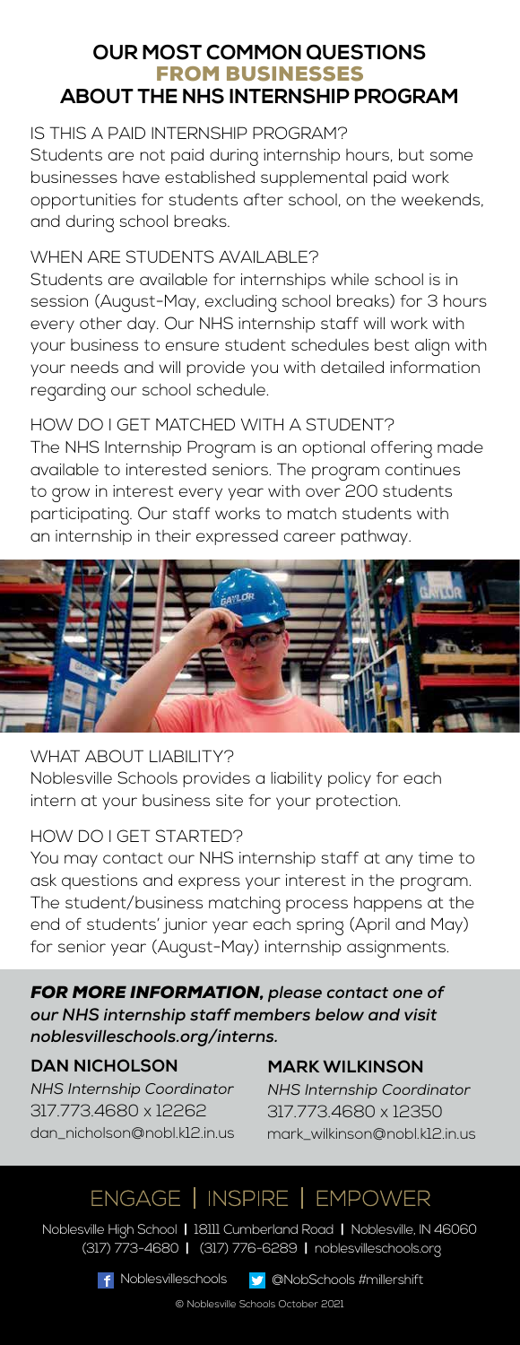# OUR MOST COMMON QUESTIONS FROM BUSINESSES ABOUT THE NHS INTERNSHIP PROGRAM

## IS THIS A PAID INTERNSHIP PROGRAM?

Students are not paid during internship hours, but some businesses have established supplemental paid work opportunities for students after school, on the weekends, and during school breaks.

## WHEN ARE STUDENTS AVAILABLE?

Students are available for internships while school is in session (August-May, excluding school breaks) for 3 hours every other day. Our NHS internship staff will work with your business to ensure student schedules best align with your needs and will provide you with detailed information regarding our school schedule.

## HOW DO I GET MATCHED WITH A STUDENT?

The NHS Internship Program is an optional offering made available to interested seniors. The program continues to grow in interest every year with over 200 students participating. Our staff works to match students with an internship in their expressed career pathway.

## WHAT ABOUT LIABILITY?

Noblesville Schools provides a liability policy for each intern at your business site for your protection.

## HOW DO I GET STARTED?

You may contact our NHS internship staff at any time to ask questions and express your interest in the program. The student/business matching process happens at the end of students' junior year each spring (April and May) for senior year (August-May) internship assignments.

***FOR MORE INFORMATION,*** ***please contact one of our NHS internship staff members below and visit noblesvilleschools.org/interns.***

**DAN NICHOLSON**
*NHS Internship Coordinator*
317.773.4680 x 12262
dan_nicholson@nobl.k12.in.us

**MARK WILKINSON**
*NHS Internship Coordinator*
317.773.4680 x 12350
mark_wilkinson@nobl.k12.in.us

ENGAGE | INSPIRE | EMPOWER

Noblesville High School | 18111 Cumberland Road | Noblesville, IN 46060
(317) 773-4680 | (317) 776-6289 | noblesvilleschools.org

Noblesvilleschools @NobSchools #millershift

© Noblesville Schools October 2021